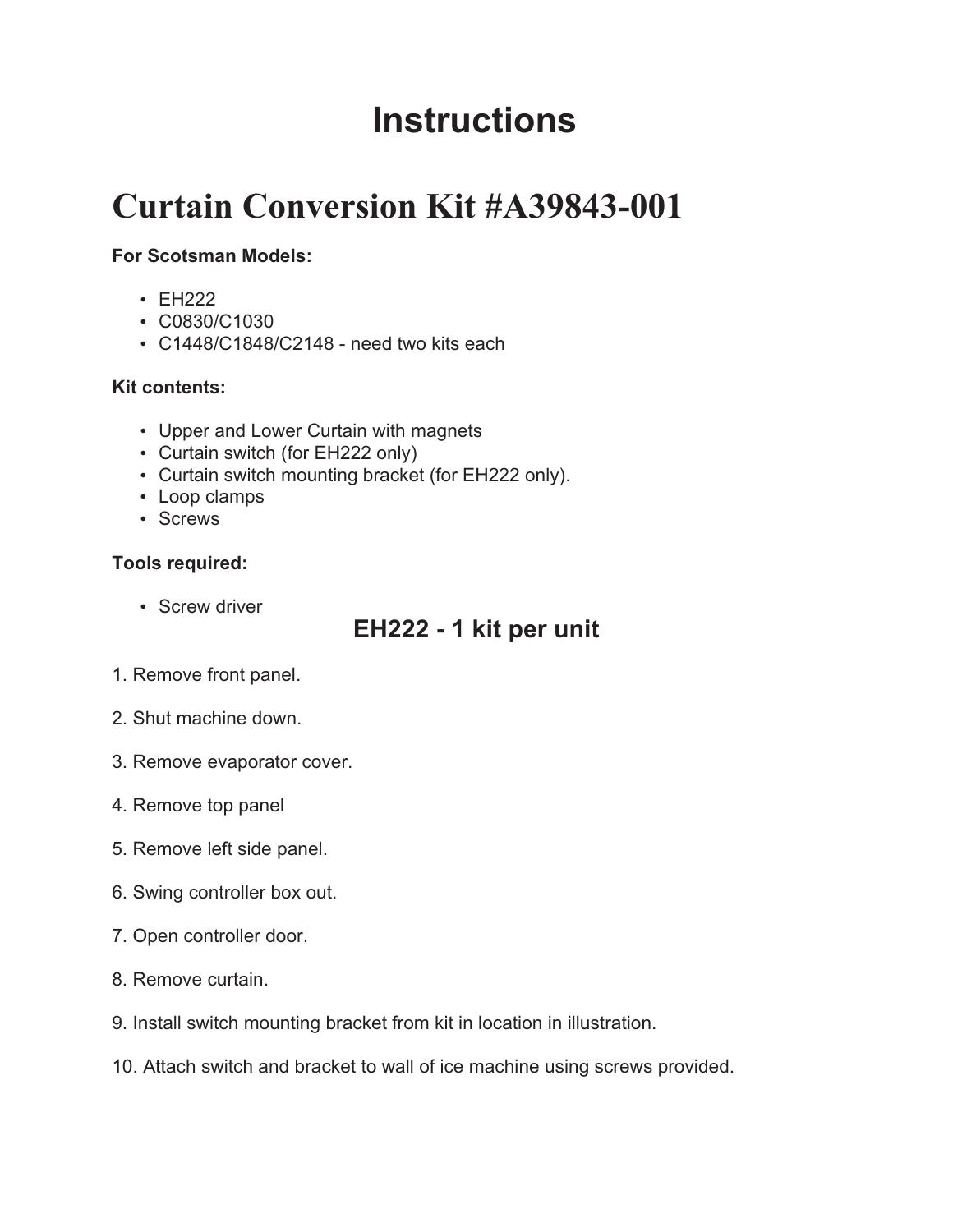# Instructions

# Curtain Conversion Kit #A39843-001

**For Scotsman Models:**

- EH222
- C0830/C1030
- C1448/C1848/C2148 - need two kits each

**Kit contents:**

- Upper and Lower Curtain with magnets
- Curtain switch (for EH222 only)
- Curtain switch mounting bracket (for EH222 only).
- Loop clamps
- Screws

**Tools required:**

- Screw driver

## EH222 - 1 kit per unit

1. Remove front panel.

2. Shut machine down.

3. Remove evaporator cover.

4. Remove top panel

5. Remove left side panel.

6. Swing controller box out.

7. Open controller door.

8. Remove curtain.

9. Install switch mounting bracket from kit in location in illustration.

10. Attach switch and bracket to wall of ice machine using screws provided.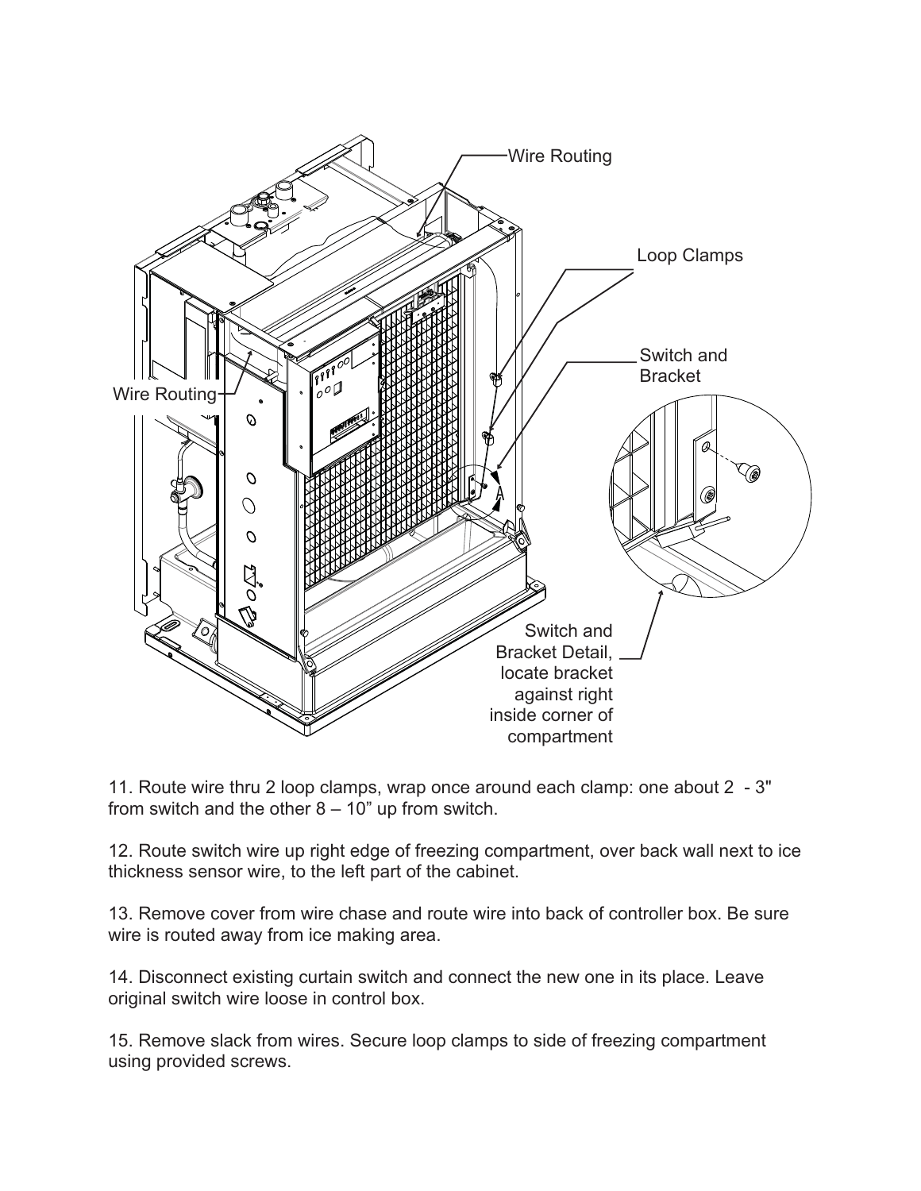11. Route wire thru 2 loop clamps, wrap once around each clamp: one about 2 - 3" from switch and the other 8 – 10" up from switch.

12. Route switch wire up right edge of freezing compartment, over back wall next to ice thickness sensor wire, to the left part of the cabinet.

13. Remove cover from wire chase and route wire into back of controller box. Be sure wire is routed away from ice making area.

14. Disconnect existing curtain switch and connect the new one in its place. Leave original switch wire loose in control box.

15. Remove slack from wires. Secure loop clamps to side of freezing compartment using provided screws.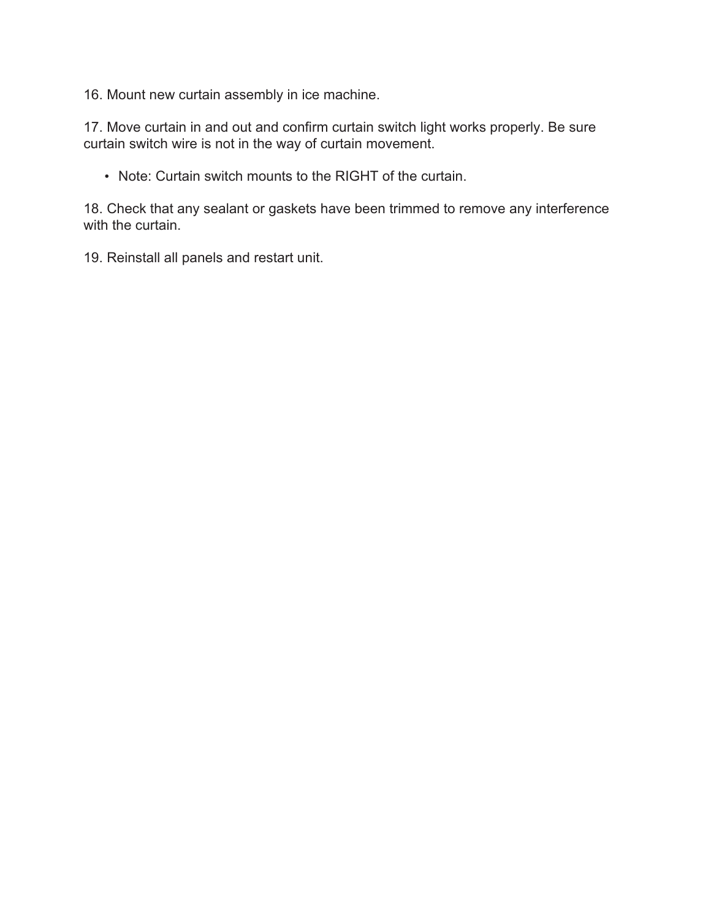16. Mount new curtain assembly in ice machine.

17. Move curtain in and out and confirm curtain switch light works properly. Be sure curtain switch wire is not in the way of curtain movement.

- Note: Curtain switch mounts to the RIGHT of the curtain.

18. Check that any sealant or gaskets have been trimmed to remove any interference with the curtain.

19. Reinstall all panels and restart unit.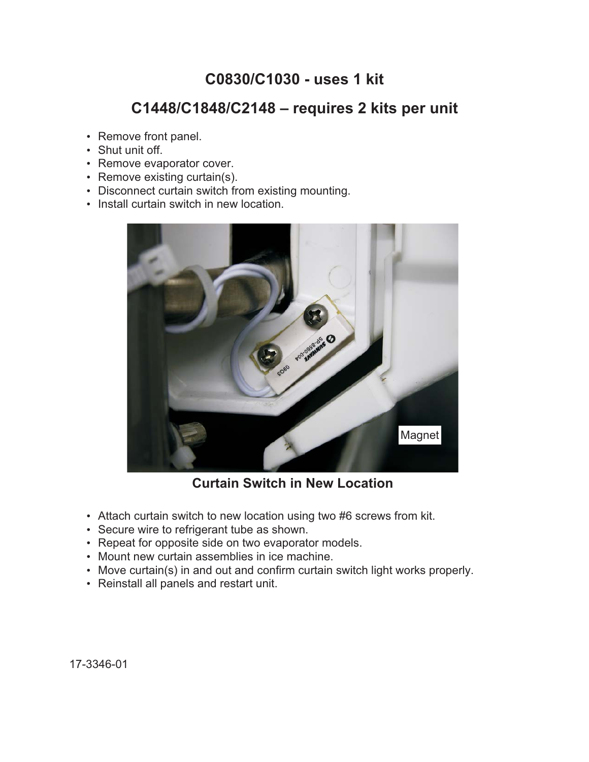## C0830/C1030 - uses 1 kit

## C1448/C1848/C2148 – requires 2 kits per unit

- Remove front panel.
- Shut unit off.
- Remove evaporator cover.
- Remove existing curtain(s).
- Disconnect curtain switch from existing mounting.
- Install curtain switch in new location.

Magnet

**Curtain Switch in New Location**

- Attach curtain switch to new location using two #6 screws from kit.
- Secure wire to refrigerant tube as shown.
- Repeat for opposite side on two evaporator models.
- Mount new curtain assemblies in ice machine.
- Move curtain(s) in and out and confirm curtain switch light works properly.
- Reinstall all panels and restart unit.

17-3346-01